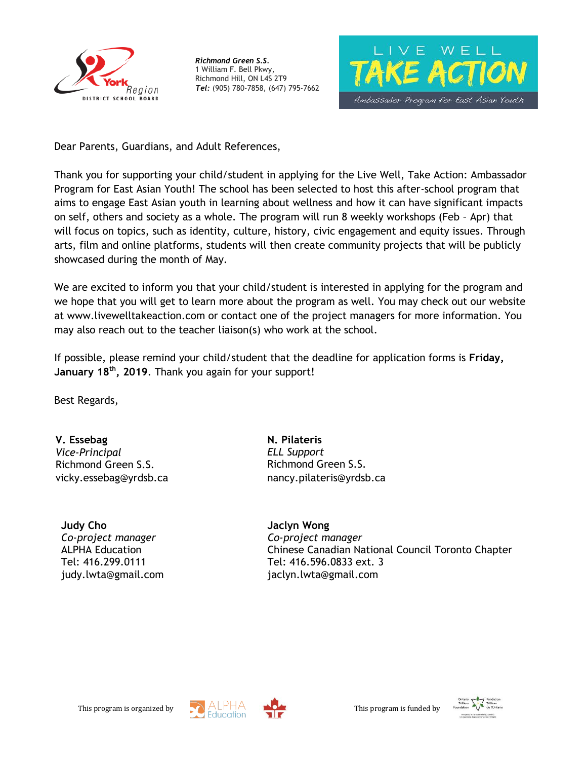*Richmond Green S.S.*
1 William F. Bell Pkwy,
Richmond Hill, ON L4S 2T9
***Tel:*** (905) 780-7858, (647) 795-7662

LIVE WELL TAKE ACTION — Ambassador Program for East Asian Youth

Dear Parents, Guardians, and Adult References,

Thank you for supporting your child/student in applying for the Live Well, Take Action: Ambassador Program for East Asian Youth! The school has been selected to host this after-school program that aims to engage East Asian youth in learning about wellness and how it can have significant impacts on self, others and society as a whole. The program will run 8 weekly workshops (Feb – Apr) that will focus on topics, such as identity, culture, history, civic engagement and equity issues. Through arts, film and online platforms, students will then create community projects that will be publicly showcased during the month of May.

We are excited to inform you that your child/student is interested in applying for the program and we hope that you will get to learn more about the program as well. You may check out our website at www.livewelltakeaction.com or contact one of the project managers for more information. You may also reach out to the teacher liaison(s) who work at the school.

If possible, please remind your child/student that the deadline for application forms is **Friday, January 18th, 2019**. Thank you again for your support!

Best Regards,

**V. Essebag**
*Vice-Principal*
Richmond Green S.S.
vicky.essebag@yrdsb.ca

**N. Pilateris**
*ELL Support*
Richmond Green S.S.
nancy.pilateris@yrdsb.ca

**Judy Cho**
*Co-project manager*
ALPHA Education
Tel: 416.299.0111
judy.lwta@gmail.com

**Jaclyn Wong**
*Co-project manager*
Chinese Canadian National Council Toronto Chapter
Tel: 416.596.0833 ext. 3
jaclyn.lwta@gmail.com

This program is organized by ALPHA Education

This program is funded by Ontario Trillium Foundation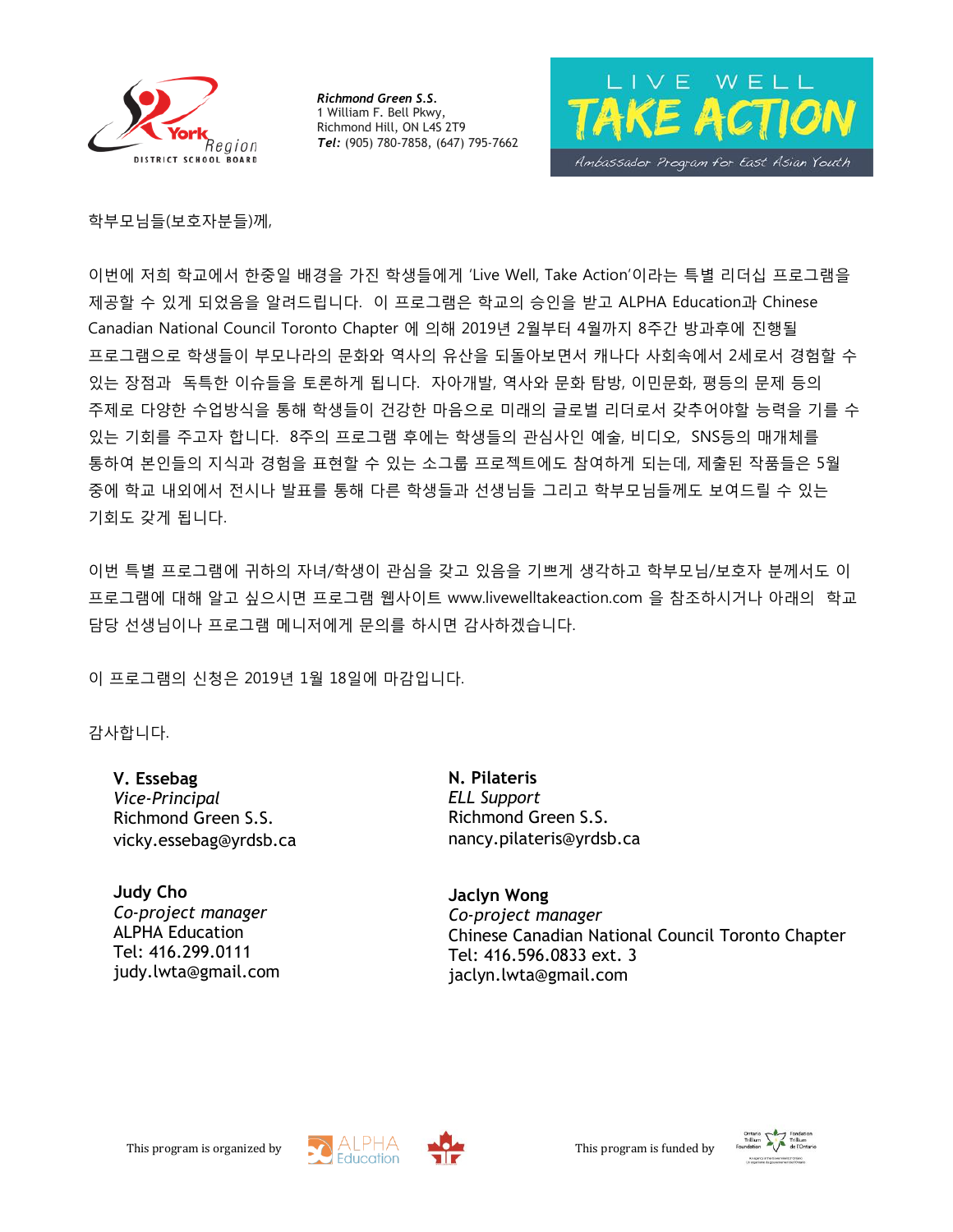**Richmond Green S.S.**
1 William F. Bell Pkwy,
Richmond Hill, ON L4S 2T9
**Tel:** (905) 780-7858, (647) 795-7662

LIVE WELL TAKE ACTION
Ambassador Program for East Asian Youth

학부모님들(보호자분들)께,

이번에 저희 학교에서 한중일 배경을 가진 학생들에게 'Live Well, Take Action'이라는 특별 리더십 프로그램을 제공할 수 있게 되었음을 알려드립니다. 이 프로그램은 학교의 승인을 받고 ALPHA Education과 Chinese Canadian National Council Toronto Chapter 에 의해 2019년 2월부터 4월까지 8주간 방과후에 진행될 프로그램으로 학생들이 부모나라의 문화와 역사의 유산을 되돌아보면서 캐나다 사회속에서 2세로서 경험할 수 있는 장점과 독특한 이슈들을 토론하게 됩니다. 자아개발, 역사와 문화 탐방, 이민문화, 평등의 문제 등의 주제로 다양한 수업방식을 통해 학생들이 건강한 마음으로 미래의 글로벌 리더로서 갖추어야할 능력을 기를 수 있는 기회를 주고자 합니다. 8주의 프로그램 후에는 학생들의 관심사인 예술, 비디오, SNS등의 매개체를 통하여 본인들의 지식과 경험을 표현할 수 있는 소그룹 프로젝트에도 참여하게 되는데, 제출된 작품들은 5월 중에 학교 내외에서 전시나 발표를 통해 다른 학생들과 선생님들 그리고 학부모님들께도 보여드릴 수 있는 기회도 갖게 됩니다.

이번 특별 프로그램에 귀하의 자녀/학생이 관심을 갖고 있음을 기쁘게 생각하고 학부모님/보호자 분께서도 이 프로그램에 대해 알고 싶으시면 프로그램 웹사이트 www.livewelltakeaction.com 을 참조하시거나 아래의 학교 담당 선생님이나 프로그램 메니저에게 문의를 하시면 감사하겠습니다.

이 프로그램의 신청은 2019년 1월 18일에 마감입니다.

감사합니다.

**V. Essebag**
*Vice-Principal*
Richmond Green S.S.
vicky.essebag@yrdsb.ca

**N. Pilateris**
*ELL Support*
Richmond Green S.S.
nancy.pilateris@yrdsb.ca

**Judy Cho**
*Co-project manager*
ALPHA Education
Tel: 416.299.0111
judy.lwta@gmail.com

**Jaclyn Wong**
*Co-project manager*
Chinese Canadian National Council Toronto Chapter
Tel: 416.596.0833 ext. 3
jaclyn.lwta@gmail.com

This program is organized by ALPHA Education

This program is funded by Ontario Trillium Foundation / Fondation Trillium de l'Ontario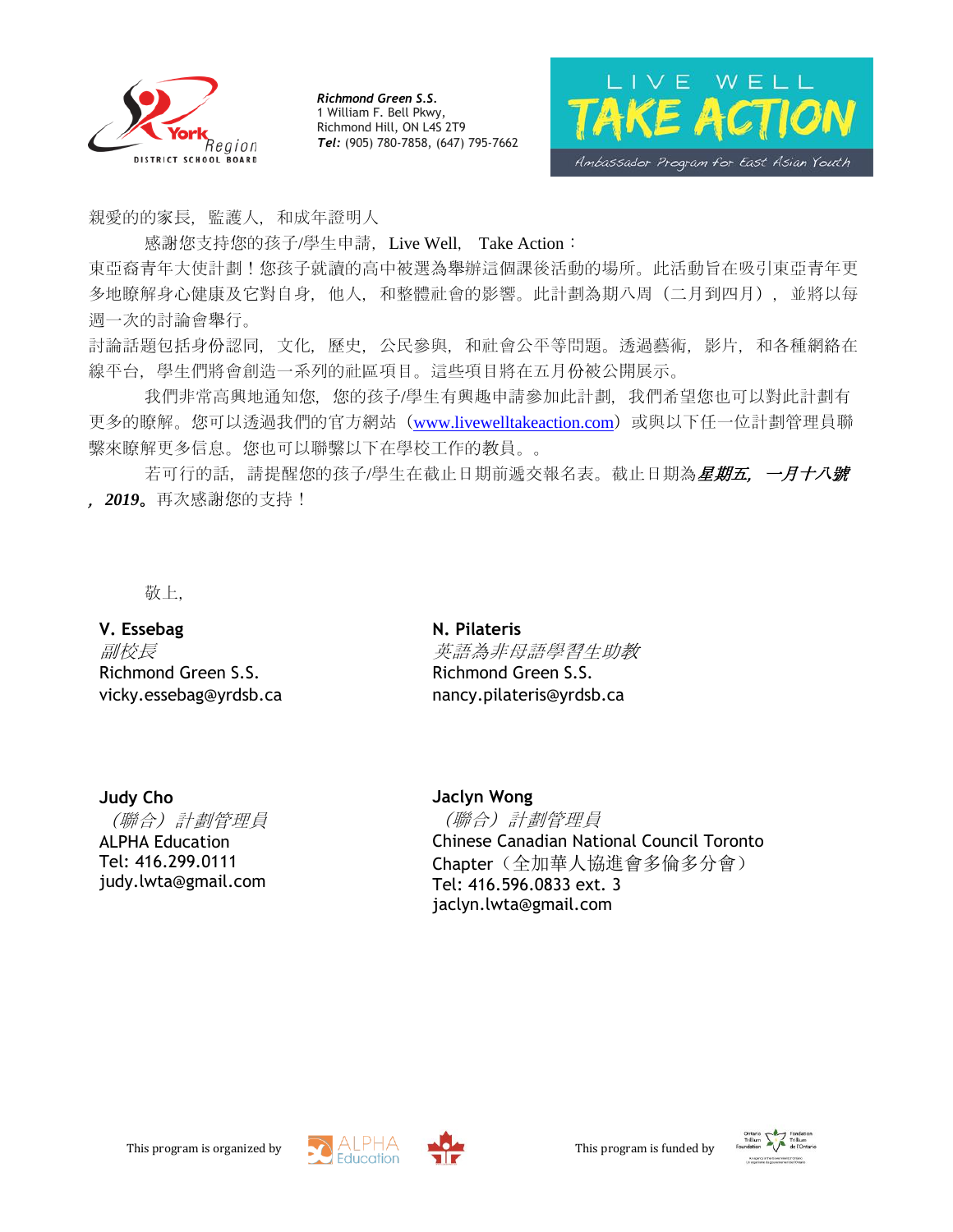**Richmond Green S.S.**
1 William F. Bell Pkwy,
Richmond Hill, ON L4S 2T9
***Tel:*** (905) 780-7858, (647) 795-7662

LIVE WELL
TAKE ACTION
Ambassador Program for East Asian Youth

親愛的的家長，監護人，和成年證明人

感謝您支持您的孩子/學生申請，Live Well，Take Action：
東亞裔青年大使計劃！您孩子就讀的高中被選為舉辦這個課後活動的場所。此活動旨在吸引東亞青年更多地瞭解身心健康及它對自身，他人，和整體社會的影響。此計劃為期八周（二月到四月），並將以每週一次的討論會舉行。
討論話題包括身份認同，文化，歷史，公民參與，和社會公平等問題。透過藝術，影片，和各種網絡在線平台，學生們將會創造一系列的社區項目。這些項目將在五月份被公開展示。

我們非常高興地通知您，您的孩子/學生有興趣申請參加此計劃，我們希望您也可以對此計劃有更多的瞭解。您可以透過我們的官方網站（www.livewelltakeaction.com）或與以下任一位計劃管理員聯繫來瞭解更多信息。您也可以聯繫以下在學校工作的教員。。

若可行的話，請提醒您的孩子/學生在截止日期前遞交報名表。截止日期為***星期五，一月十八號，2019***。再次感謝您的支持！

敬上，

**V. Essebag**
*副校長*
Richmond Green S.S.
vicky.essebag@yrdsb.ca

**N. Pilateris**
*英語為非母語學習生助教*
Richmond Green S.S.
nancy.pilateris@yrdsb.ca

**Judy Cho**
*（聯合）計劃管理員*
ALPHA Education
Tel: 416.299.0111
judy.lwta@gmail.com

**Jaclyn Wong**
*（聯合）計劃管理員*
Chinese Canadian National Council Toronto Chapter（全加華人協進會多倫多分會）
Tel: 416.596.0833 ext. 3
jaclyn.lwta@gmail.com

This program is organized by ALPHA Education

This program is funded by Ontario Trillium Foundation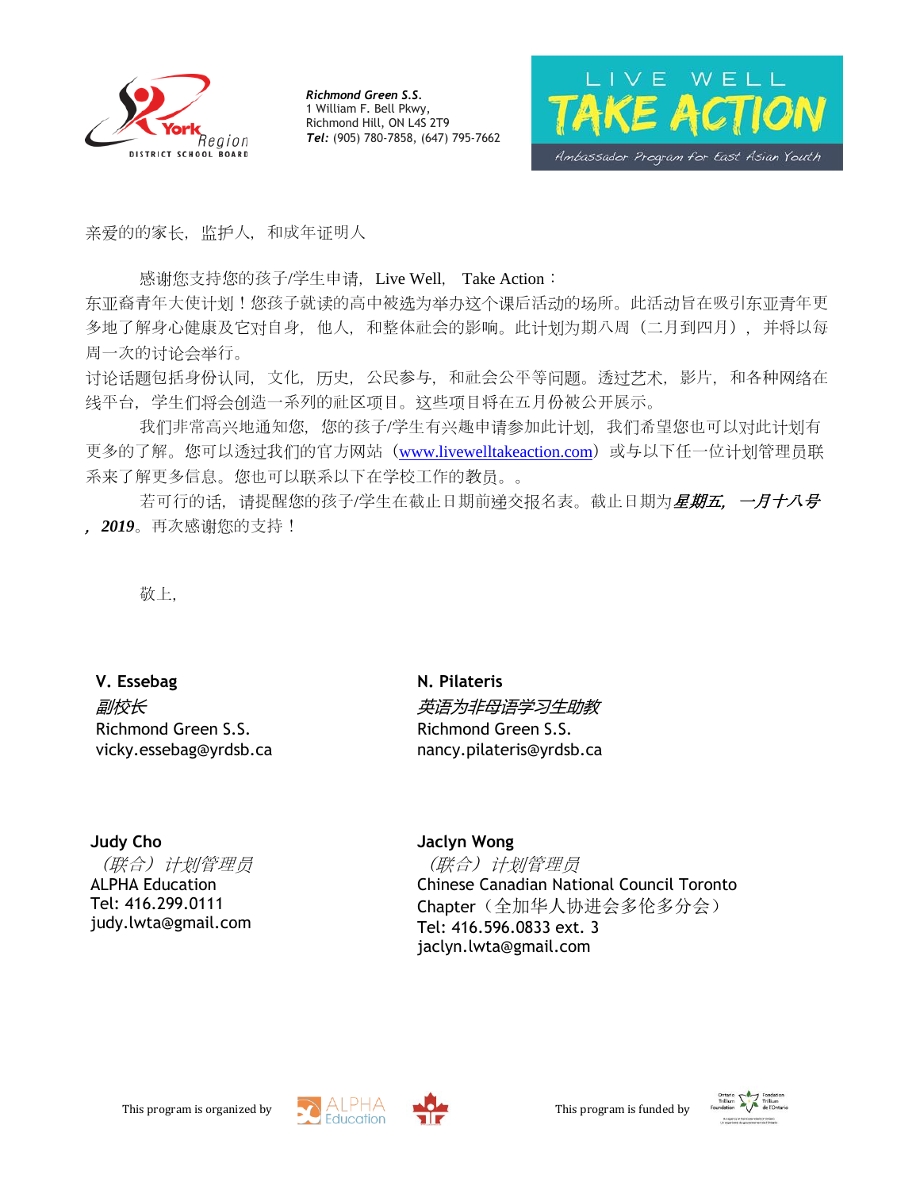**Richmond Green S.S.**
1 William F. Bell Pkwy,
Richmond Hill, ON L4S 2T9
**Tel:** (905) 780-7858, (647) 795-7662

LIVE WELL
TAKE ACTION
Ambassador Program for East Asian Youth

亲爱的的家长，监护人，和成年证明人

感谢您支持您的孩子/学生申请，Live Well， Take Action：
东亚裔青年大使计划！您孩子就读的高中被选为举办这个课后活动的场所。此活动旨在吸引东亚青年更多地了解身心健康及它对自身，他人，和整体社会的影响。此计划为期八周（二月到四月），并将以每周一次的讨论会举行。
讨论话题包括身份认同，文化，历史，公民参与，和社会公平等问题。透过艺术，影片，和各种网络在线平台，学生们将会创造一系列的社区项目。这些项目将在五月份被公开展示。

我们非常高兴地通知您，您的孩子/学生有兴趣申请参加此计划，我们希望您也可以对此计划有更多的了解。您可以透过我们的官方网站（www.livewelltakeaction.com）或与以下任一位计划管理员联系来了解更多信息。您也可以联系以下在学校工作的教员。。

若可行的话，请提醒您的孩子/学生在截止日期前递交报名表。截止日期为***星期五，一月十八号，2019***。再次感谢您的支持！

敬上，

**V. Essebag**
*副校长*
Richmond Green S.S.
vicky.essebag@yrdsb.ca

**N. Pilateris**
*英语为非母语学习生助教*
Richmond Green S.S.
nancy.pilateris@yrdsb.ca

**Judy Cho**
*（联合）计划管理员*
ALPHA Education
Tel: 416.299.0111
judy.lwta@gmail.com

**Jaclyn Wong**
*（联合）计划管理员*
Chinese Canadian National Council Toronto Chapter（全加华人协进会多伦多分会）
Tel: 416.596.0833 ext. 3
jaclyn.lwta@gmail.com

This program is organized by ALPHA Education

This program is funded by Ontario Trillium Foundation / Fondation Trillium de l'Ontario